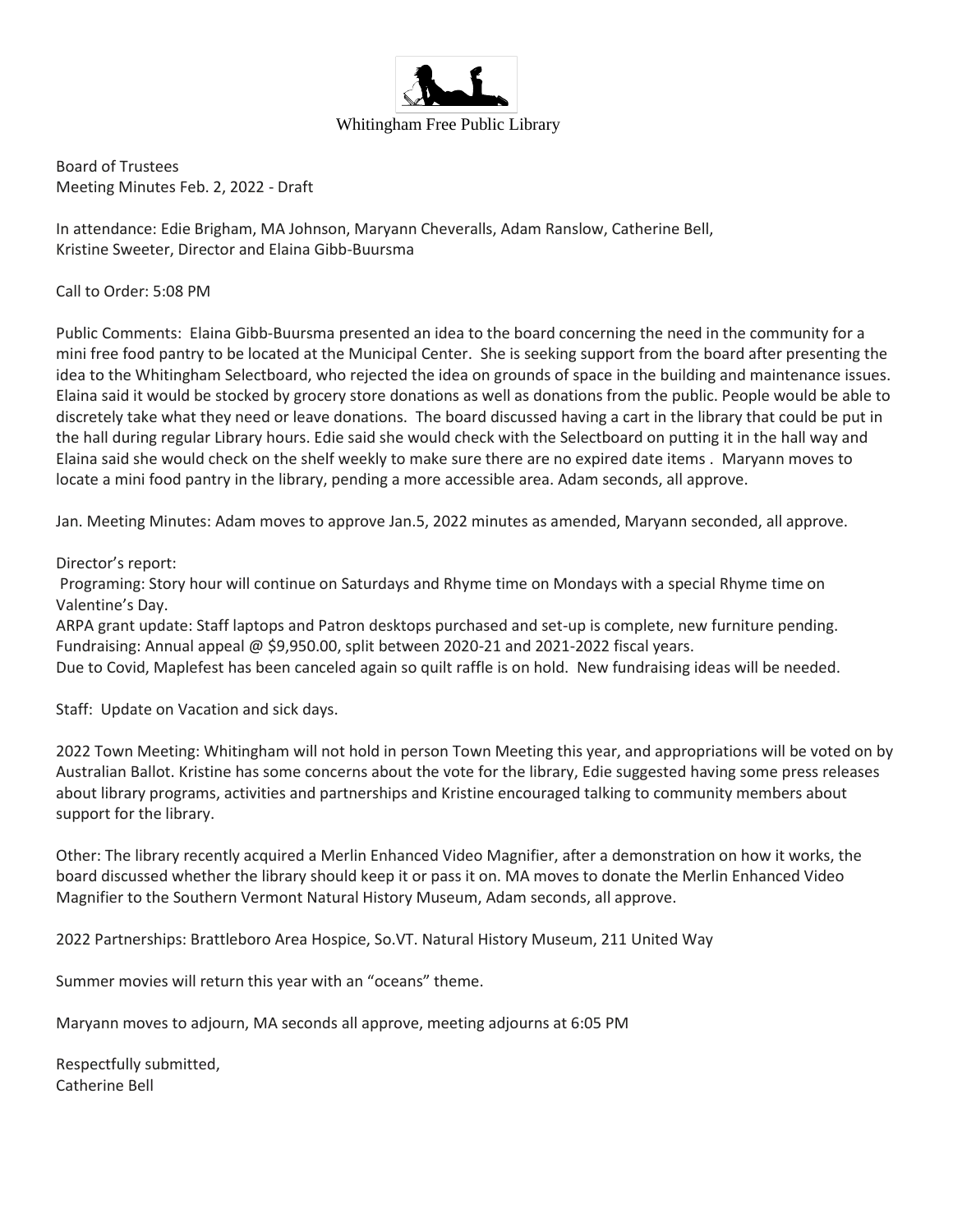Whitingham Free Public Library

Board of Trustees
Meeting Minutes Feb. 2, 2022 - Draft

In attendance: Edie Brigham, MA Johnson, Maryann Cheveralls, Adam Ranslow, Catherine Bell, Kristine Sweeter, Director and Elaina Gibb-Buursma

Call to Order: 5:08 PM

Public Comments: Elaina Gibb-Buursma presented an idea to the board concerning the need in the community for a mini free food pantry to be located at the Municipal Center. She is seeking support from the board after presenting the idea to the Whitingham Selectboard, who rejected the idea on grounds of space in the building and maintenance issues. Elaina said it would be stocked by grocery store donations as well as donations from the public. People would be able to discretely take what they need or leave donations. The board discussed having a cart in the library that could be put in the hall during regular Library hours. Edie said she would check with the Selectboard on putting it in the hall way and Elaina said she would check on the shelf weekly to make sure there are no expired date items . Maryann moves to locate a mini food pantry in the library, pending a more accessible area. Adam seconds, all approve.

Jan. Meeting Minutes: Adam moves to approve Jan.5, 2022 minutes as amended, Maryann seconded, all approve.

Director's report:
Programing: Story hour will continue on Saturdays and Rhyme time on Mondays with a special Rhyme time on Valentine's Day.
ARPA grant update: Staff laptops and Patron desktops purchased and set-up is complete, new furniture pending.
Fundraising: Annual appeal @ $9,950.00, split between 2020-21 and 2021-2022 fiscal years.
Due to Covid, Maplefest has been canceled again so quilt raffle is on hold. New fundraising ideas will be needed.

Staff: Update on Vacation and sick days.

2022 Town Meeting: Whitingham will not hold in person Town Meeting this year, and appropriations will be voted on by Australian Ballot. Kristine has some concerns about the vote for the library, Edie suggested having some press releases about library programs, activities and partnerships and Kristine encouraged talking to community members about support for the library.

Other: The library recently acquired a Merlin Enhanced Video Magnifier, after a demonstration on how it works, the board discussed whether the library should keep it or pass it on. MA moves to donate the Merlin Enhanced Video Magnifier to the Southern Vermont Natural History Museum, Adam seconds, all approve.

2022 Partnerships: Brattleboro Area Hospice, So.VT. Natural History Museum, 211 United Way

Summer movies will return this year with an "oceans" theme.

Maryann moves to adjourn, MA seconds all approve, meeting adjourns at 6:05 PM

Respectfully submitted,
Catherine Bell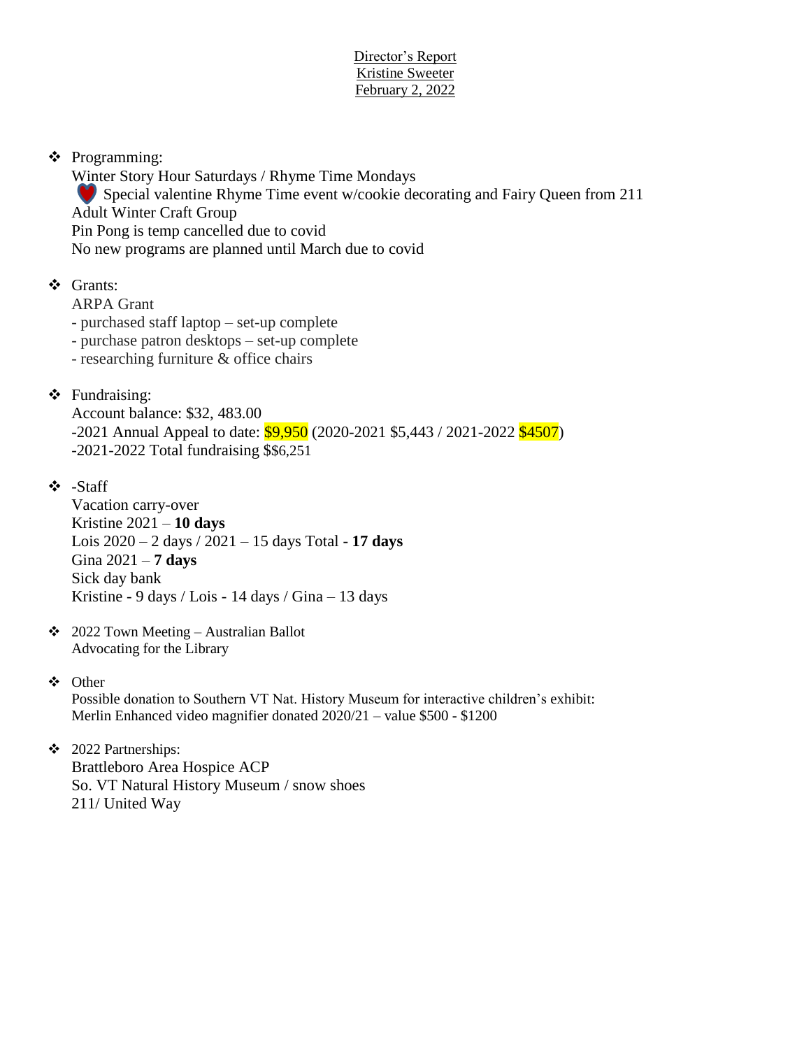Director's Report
Kristine Sweeter
February 2, 2022

- Programming:
  Winter Story Hour Saturdays / Rhyme Time Mondays
  Special valentine Rhyme Time event w/cookie decorating and Fairy Queen from 211
  Adult Winter Craft Group
  Pin Pong is temp cancelled due to covid
  No new programs are planned until March due to covid

- Grants:
  ARPA Grant
  - purchased staff laptop – set-up complete
  - purchase patron desktops – set-up complete
  - researching furniture & office chairs

- Fundraising:
  Account balance: $32, 483.00
  -2021 Annual Appeal to date: $9,950 (2020-2021 $5,443 / 2021-2022 $4507)
  -2021-2022 Total fundraising $$6,251

- -Staff
  Vacation carry-over
  Kristine 2021 – **10 days**
  Lois 2020 – 2 days / 2021 – 15 days Total - **17 days**
  Gina 2021 – **7 days**
  Sick day bank
  Kristine - 9 days / Lois - 14 days / Gina – 13 days

- 2022 Town Meeting – Australian Ballot
  Advocating for the Library

- Other
  Possible donation to Southern VT Nat. History Museum for interactive children's exhibit:
  Merlin Enhanced video magnifier donated 2020/21 – value $500 - $1200

- 2022 Partnerships:
  Brattleboro Area Hospice ACP
  So. VT Natural History Museum / snow shoes
  211/ United Way